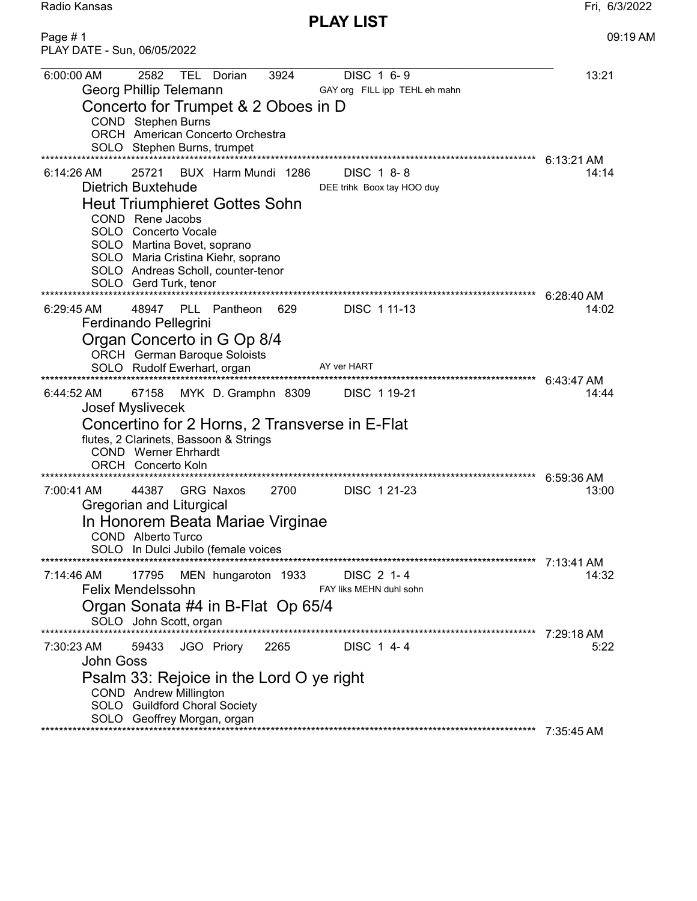# PLAY LIST

PLAY DATE - Sun, 06/05/2022

---

6:00:00 AM    2582    TEL    Dorian    3924    DISC 1 6- 9    13:21

Georg Phillip Telemann    GAY org  FILL ipp  TEHL eh mahn

## Concerto for Trumpet & 2 Oboes in D

COND  Stephen Burns
ORCH  American Concerto Orchestra
SOLO  Stephen Burns, trumpet

\*\*\*\*\*\*\*\*\*\*\*\*\*\*\*\*\*\*\*\*\*\*\*\*\*\*\*\*\*\*\*\*\*\*\*\*\*\*\*\*\*\*\*\*\*\*\*\*\*\*\*\*\*\*\*\*\*\*\*\*\*\*\*\*\*\*\*\*\*\*\*\*\*\*\*\*\*\*\*\*\*\* 6:13:21 AM

6:14:26 AM    25721    BUX    Harm Mundi    1286    DISC 1 8- 8    14:14

Dietrich Buxtehude    DEE trihk  Boox tay HOO duy

## Heut Triumphieret Gottes Sohn

COND  Rene Jacobs
SOLO  Concerto Vocale
SOLO  Martina Bovet, soprano
SOLO  Maria Cristina Kiehr, soprano
SOLO  Andreas Scholl, counter-tenor
SOLO  Gerd Turk, tenor

\*\*\*\*\*\*\*\*\*\*\*\*\*\*\*\*\*\*\*\*\*\*\*\*\*\*\*\*\*\*\*\*\*\*\*\*\*\*\*\*\*\*\*\*\*\*\*\*\*\*\*\*\*\*\*\*\*\*\*\*\*\*\*\*\*\*\*\*\*\*\*\*\*\*\*\*\*\*\*\*\*\* 6:28:40 AM

6:29:45 AM    48947    PLL    Pantheon    629    DISC 1 11-13    14:02

Ferdinando Pellegrini

## Organ Concerto in G Op 8/4

ORCH  German Baroque Soloists
SOLO  Rudolf Ewerhart, organ    AY ver HART

\*\*\*\*\*\*\*\*\*\*\*\*\*\*\*\*\*\*\*\*\*\*\*\*\*\*\*\*\*\*\*\*\*\*\*\*\*\*\*\*\*\*\*\*\*\*\*\*\*\*\*\*\*\*\*\*\*\*\*\*\*\*\*\*\*\*\*\*\*\*\*\*\*\*\*\*\*\*\*\*\*\* 6:43:47 AM

6:44:52 AM    67158    MYK    D. Gramphn    8309    DISC 1 19-21    14:44

Josef Myslivecek

## Concertino for 2 Horns, 2 Transverse in E-Flat

flutes, 2 Clarinets, Bassoon & Strings
COND  Werner Ehrhardt
ORCH  Concerto Koln

\*\*\*\*\*\*\*\*\*\*\*\*\*\*\*\*\*\*\*\*\*\*\*\*\*\*\*\*\*\*\*\*\*\*\*\*\*\*\*\*\*\*\*\*\*\*\*\*\*\*\*\*\*\*\*\*\*\*\*\*\*\*\*\*\*\*\*\*\*\*\*\*\*\*\*\*\*\*\*\*\*\* 6:59:36 AM

7:00:41 AM    44387    GRG    Naxos    2700    DISC 1 21-23    13:00

Gregorian and Liturgical

## In Honorem Beata Mariae Virginae

COND  Alberto Turco
SOLO  In Dulci Jubilo (female voices

\*\*\*\*\*\*\*\*\*\*\*\*\*\*\*\*\*\*\*\*\*\*\*\*\*\*\*\*\*\*\*\*\*\*\*\*\*\*\*\*\*\*\*\*\*\*\*\*\*\*\*\*\*\*\*\*\*\*\*\*\*\*\*\*\*\*\*\*\*\*\*\*\*\*\*\*\*\*\*\*\*\* 7:13:41 AM

7:14:46 AM    17795    MEN    hungaroton    1933    DISC 2 1- 4    14:32

Felix Mendelssohn    FAY liks MEHN duhl sohn

## Organ Sonata #4 in B-Flat  Op 65/4

SOLO  John Scott, organ

\*\*\*\*\*\*\*\*\*\*\*\*\*\*\*\*\*\*\*\*\*\*\*\*\*\*\*\*\*\*\*\*\*\*\*\*\*\*\*\*\*\*\*\*\*\*\*\*\*\*\*\*\*\*\*\*\*\*\*\*\*\*\*\*\*\*\*\*\*\*\*\*\*\*\*\*\*\*\*\*\*\* 7:29:18 AM

7:30:23 AM    59433    JGO    Priory    2265    DISC 1 4- 4    5:22

John Goss

## Psalm 33: Rejoice in the Lord O ye right

COND  Andrew Millington
SOLO  Guildford Choral Society
SOLO  Geoffrey Morgan, organ

\*\*\*\*\*\*\*\*\*\*\*\*\*\*\*\*\*\*\*\*\*\*\*\*\*\*\*\*\*\*\*\*\*\*\*\*\*\*\*\*\*\*\*\*\*\*\*\*\*\*\*\*\*\*\*\*\*\*\*\*\*\*\*\*\*\*\*\*\*\*\*\*\*\*\*\*\*\*\*\*\*\* 7:35:45 AM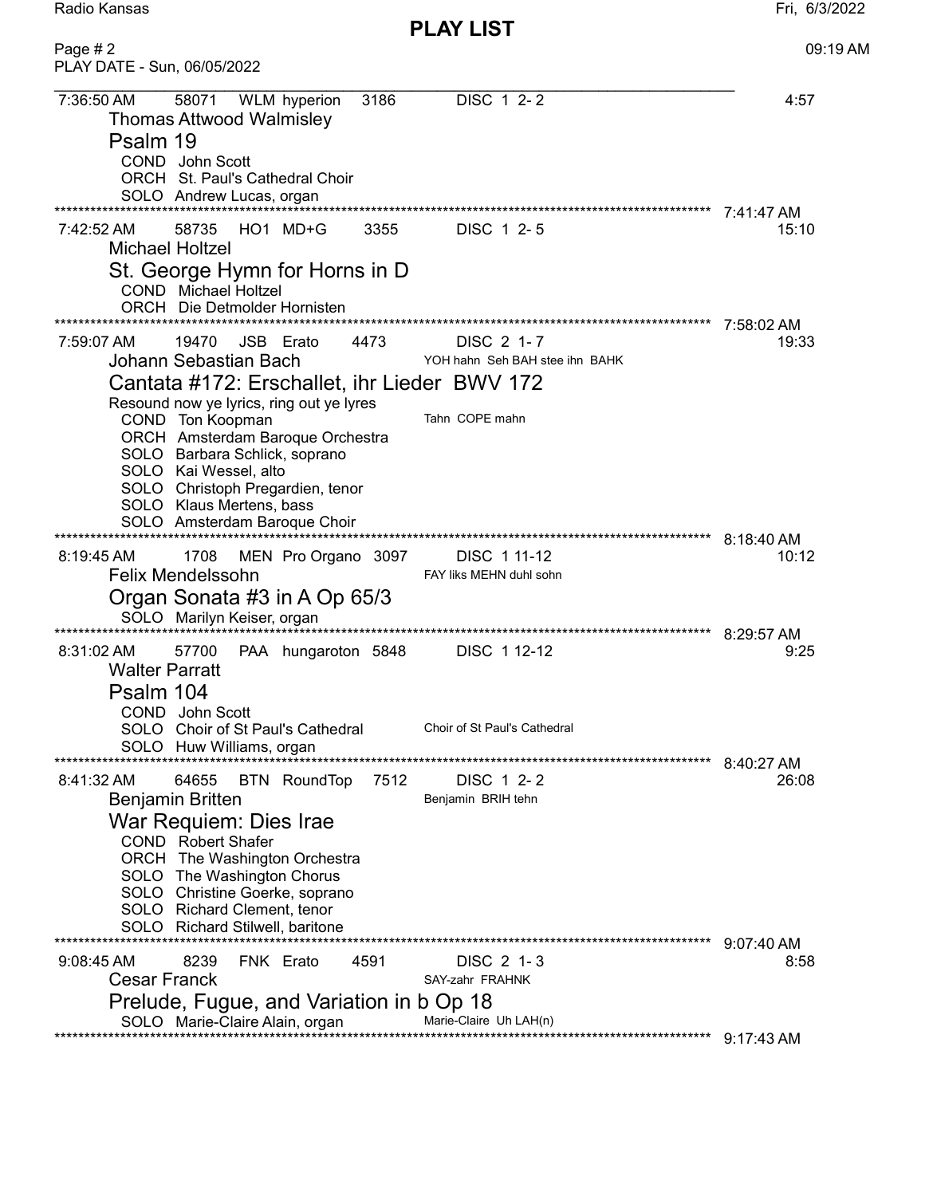# PLAY LIST

PLAY DATE - Sun, 06/05/2022

---

7:36:50 AM 58071 WLM hyperion 3186 DISC 1 2- 2 4:57

Thomas Attwood Walmisley

## Psalm 19

COND John Scott
ORCH St. Paul's Cathedral Choir
SOLO Andrew Lucas, organ

****************************************************************************** 7:41:47 AM

7:42:52 AM 58735 HO1 MD+G 3355 DISC 1 2- 5 15:10

Michael Holtzel

## St. George Hymn for Horns in D

COND Michael Holtzel
ORCH Die Detmolder Hornisten

****************************************************************************** 7:58:02 AM

7:59:07 AM 19470 JSB Erato 4473 DISC 2 1- 7 19:33

Johann Sebastian Bach — YOH hahn Seh BAH stee ihn BAHK

## Cantata #172: Erschallet, ihr Lieder BWV 172

Resound now ye lyrics, ring out ye lyres

COND Ton Koopman — Tahn COPE mahn
ORCH Amsterdam Baroque Orchestra
SOLO Barbara Schlick, soprano
SOLO Kai Wessel, alto
SOLO Christoph Pregardien, tenor
SOLO Klaus Mertens, bass
SOLO Amsterdam Baroque Choir

****************************************************************************** 8:18:40 AM

8:19:45 AM 1708 MEN Pro Organo 3097 DISC 1 11-12 10:12

Felix Mendelssohn — FAY liks MEHN duhl sohn

## Organ Sonata #3 in A Op 65/3

SOLO Marilyn Keiser, organ

****************************************************************************** 8:29:57 AM

8:31:02 AM 57700 PAA hungaroton 5848 DISC 1 12-12 9:25

Walter Parratt

## Psalm 104

COND John Scott
SOLO Choir of St Paul's Cathedral — Choir of St Paul's Cathedral
SOLO Huw Williams, organ

****************************************************************************** 8:40:27 AM

8:41:32 AM 64655 BTN RoundTop 7512 DISC 1 2- 2 26:08

Benjamin Britten — Benjamin BRIH tehn

## War Requiem: Dies Irae

COND Robert Shafer
ORCH The Washington Orchestra
SOLO The Washington Chorus
SOLO Christine Goerke, soprano
SOLO Richard Clement, tenor
SOLO Richard Stilwell, baritone

****************************************************************************** 9:07:40 AM

9:08:45 AM 8239 FNK Erato 4591 DISC 2 1- 3 8:58

Cesar Franck — SAY-zahr FRAHNK

## Prelude, Fugue, and Variation in b Op 18

SOLO Marie-Claire Alain, organ — Marie-Claire Uh LAH(n)

****************************************************************************** 9:17:43 AM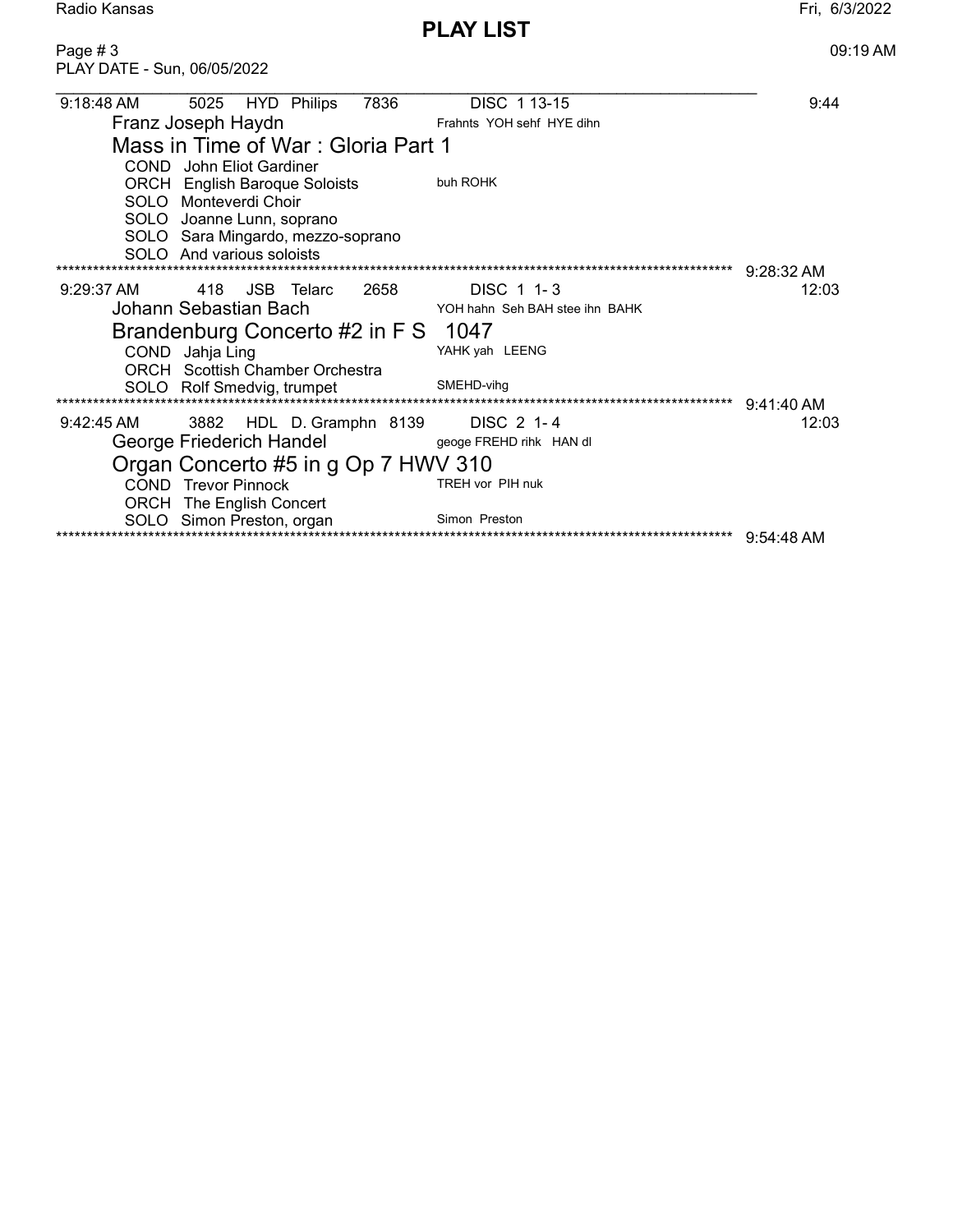PLAY DATE - Sun, 06/05/2022

9:18:48 AM 5025 HYD Philips 7836 DISC 1 13-15 9:44

Franz Joseph Haydn — Frahnts YOH sehf HYE dihn

## Mass in Time of War : Gloria Part 1

COND John Eliot Gardiner
ORCH English Baroque Soloists — buh ROHK
SOLO Monteverdi Choir
SOLO Joanne Lunn, soprano
SOLO Sara Mingardo, mezzo-soprano
SOLO And various soloists

9:28:32 AM

9:29:37 AM 418 JSB Telarc 2658 DISC 1 1- 3 12:03

Johann Sebastian Bach — YOH hahn Seh BAH stee ihn BAHK

## Brandenburg Concerto #2 in F S 1047

COND Jahja Ling — YAHK yah LEENG
ORCH Scottish Chamber Orchestra
SOLO Rolf Smedvig, trumpet — SMEHD-vihg

9:41:40 AM

9:42:45 AM 3882 HDL D. Gramphn 8139 DISC 2 1- 4 12:03

George Friederich Handel — geoge FREHD rihk HAN dl

## Organ Concerto #5 in g Op 7 HWV 310

COND Trevor Pinnock — TREH vor PIH nuk
ORCH The English Concert
SOLO Simon Preston, organ — Simon Preston

9:54:48 AM